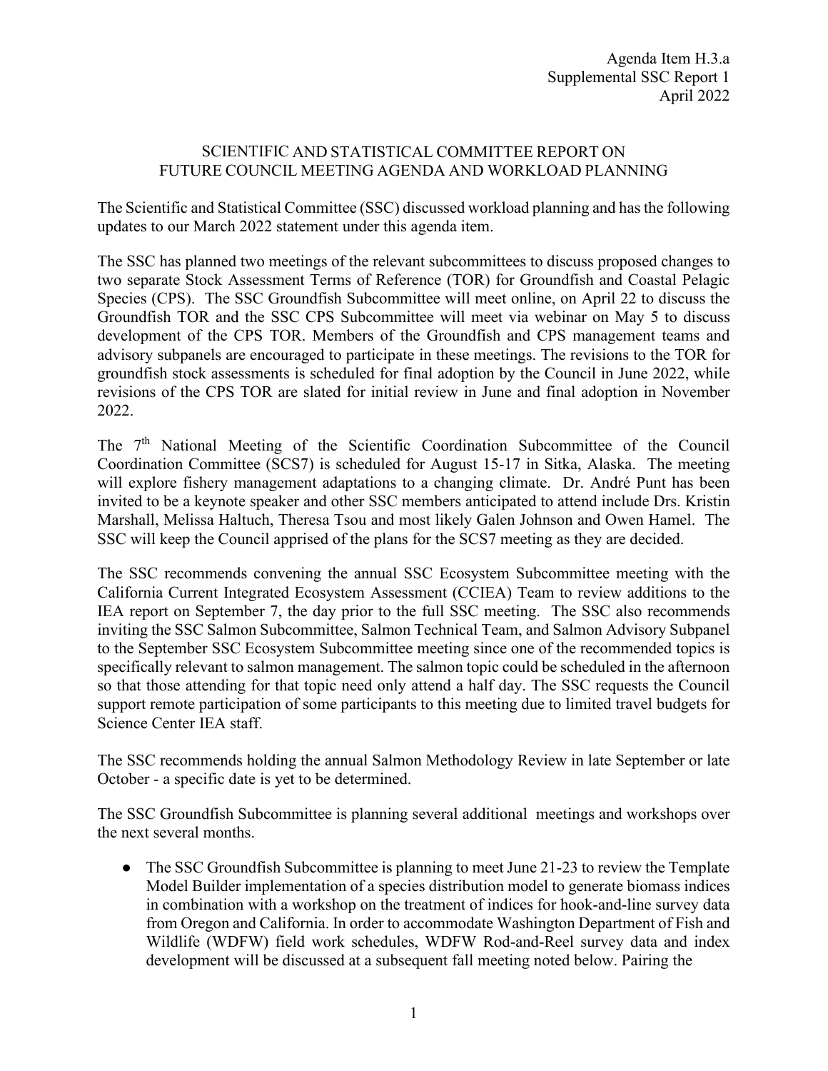Agenda Item H.3.a
Supplemental SSC Report 1
April 2022

# SCIENTIFIC AND STATISTICAL COMMITTEE REPORT ON FUTURE COUNCIL MEETING AGENDA AND WORKLOAD PLANNING

The Scientific and Statistical Committee (SSC) discussed workload planning and has the following updates to our March 2022 statement under this agenda item.

The SSC has planned two meetings of the relevant subcommittees to discuss proposed changes to two separate Stock Assessment Terms of Reference (TOR) for Groundfish and Coastal Pelagic Species (CPS). The SSC Groundfish Subcommittee will meet online, on April 22 to discuss the Groundfish TOR and the SSC CPS Subcommittee will meet via webinar on May 5 to discuss development of the CPS TOR. Members of the Groundfish and CPS management teams and advisory subpanels are encouraged to participate in these meetings. The revisions to the TOR for groundfish stock assessments is scheduled for final adoption by the Council in June 2022, while revisions of the CPS TOR are slated for initial review in June and final adoption in November 2022.

The 7th National Meeting of the Scientific Coordination Subcommittee of the Council Coordination Committee (SCS7) is scheduled for August 15-17 in Sitka, Alaska. The meeting will explore fishery management adaptations to a changing climate. Dr. André Punt has been invited to be a keynote speaker and other SSC members anticipated to attend include Drs. Kristin Marshall, Melissa Haltuch, Theresa Tsou and most likely Galen Johnson and Owen Hamel. The SSC will keep the Council apprised of the plans for the SCS7 meeting as they are decided.

The SSC recommends convening the annual SSC Ecosystem Subcommittee meeting with the California Current Integrated Ecosystem Assessment (CCIEA) Team to review additions to the IEA report on September 7, the day prior to the full SSC meeting. The SSC also recommends inviting the SSC Salmon Subcommittee, Salmon Technical Team, and Salmon Advisory Subpanel to the September SSC Ecosystem Subcommittee meeting since one of the recommended topics is specifically relevant to salmon management. The salmon topic could be scheduled in the afternoon so that those attending for that topic need only attend a half day. The SSC requests the Council support remote participation of some participants to this meeting due to limited travel budgets for Science Center IEA staff.

The SSC recommends holding the annual Salmon Methodology Review in late September or late October - a specific date is yet to be determined.

The SSC Groundfish Subcommittee is planning several additional meetings and workshops over the next several months.

- The SSC Groundfish Subcommittee is planning to meet June 21-23 to review the Template Model Builder implementation of a species distribution model to generate biomass indices in combination with a workshop on the treatment of indices for hook-and-line survey data from Oregon and California. In order to accommodate Washington Department of Fish and Wildlife (WDFW) field work schedules, WDFW Rod-and-Reel survey data and index development will be discussed at a subsequent fall meeting noted below. Pairing the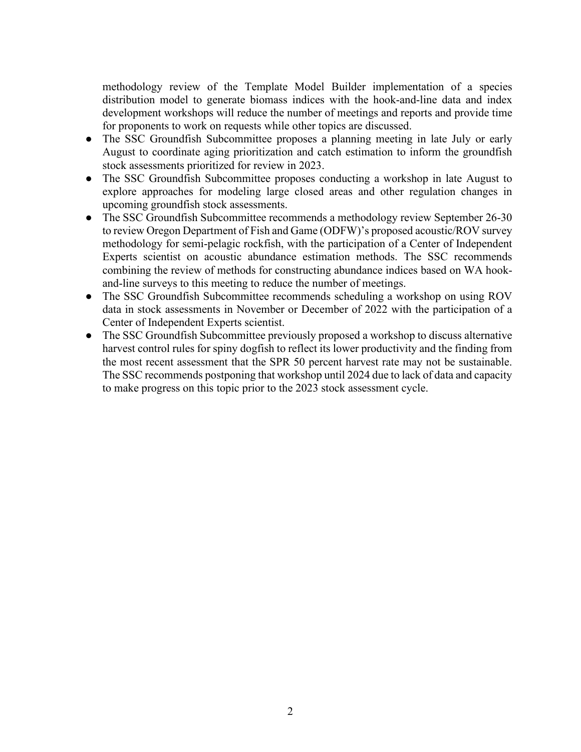methodology review of the Template Model Builder implementation of a species distribution model to generate biomass indices with the hook-and-line data and index development workshops will reduce the number of meetings and reports and provide time for proponents to work on requests while other topics are discussed.

- The SSC Groundfish Subcommittee proposes a planning meeting in late July or early August to coordinate aging prioritization and catch estimation to inform the groundfish stock assessments prioritized for review in 2023.
- The SSC Groundfish Subcommittee proposes conducting a workshop in late August to explore approaches for modeling large closed areas and other regulation changes in upcoming groundfish stock assessments.
- The SSC Groundfish Subcommittee recommends a methodology review September 26-30 to review Oregon Department of Fish and Game (ODFW)'s proposed acoustic/ROV survey methodology for semi-pelagic rockfish, with the participation of a Center of Independent Experts scientist on acoustic abundance estimation methods. The SSC recommends combining the review of methods for constructing abundance indices based on WA hook-and-line surveys to this meeting to reduce the number of meetings.
- The SSC Groundfish Subcommittee recommends scheduling a workshop on using ROV data in stock assessments in November or December of 2022 with the participation of a Center of Independent Experts scientist.
- The SSC Groundfish Subcommittee previously proposed a workshop to discuss alternative harvest control rules for spiny dogfish to reflect its lower productivity and the finding from the most recent assessment that the SPR 50 percent harvest rate may not be sustainable. The SSC recommends postponing that workshop until 2024 due to lack of data and capacity to make progress on this topic prior to the 2023 stock assessment cycle.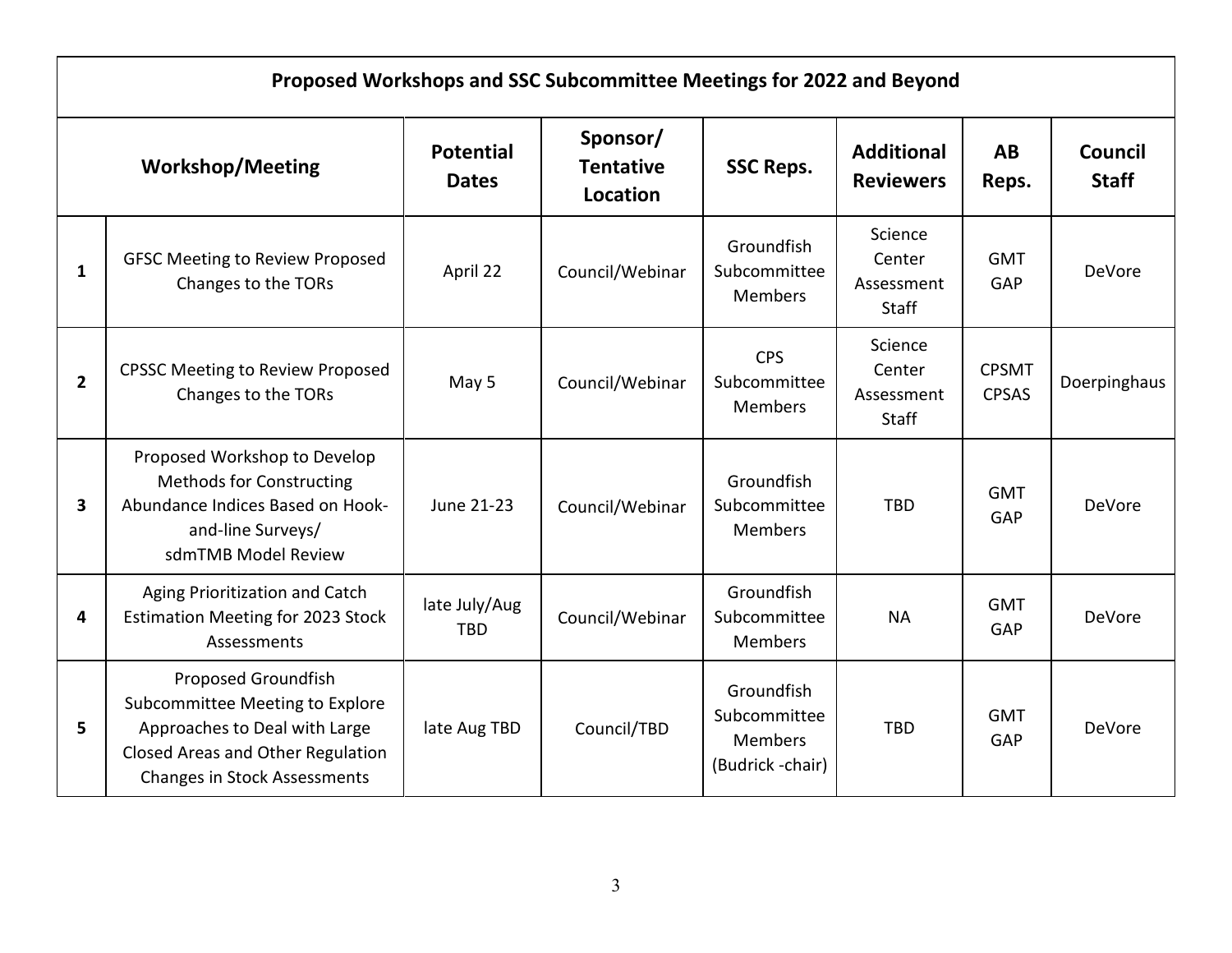| Proposed Workshops and SSC Subcommittee Meetings for 2022 and Beyond | | | | | | | |
|---|---|---|---|---|---|---|---|
| **Workshop/Meeting** | | **Potential Dates** | **Sponsor/ Tentative Location** | **SSC Reps.** | **Additional Reviewers** | **AB Reps.** | **Council Staff** |
| **1** | GFSC Meeting to Review Proposed Changes to the TORs | April 22 | Council/Webinar | Groundfish Subcommittee Members | Science Center Assessment Staff | GMT GAP | DeVore |
| **2** | CPSSC Meeting to Review Proposed Changes to the TORs | May 5 | Council/Webinar | CPS Subcommittee Members | Science Center Assessment Staff | CPSMT CPSAS | Doerpinghaus |
| **3** | Proposed Workshop to Develop Methods for Constructing Abundance Indices Based on Hook-and-line Surveys/ sdmTMB Model Review | June 21-23 | Council/Webinar | Groundfish Subcommittee Members | TBD | GMT GAP | DeVore |
| **4** | Aging Prioritization and Catch Estimation Meeting for 2023 Stock Assessments | late July/Aug TBD | Council/Webinar | Groundfish Subcommittee Members | NA | GMT GAP | DeVore |
| **5** | Proposed Groundfish Subcommittee Meeting to Explore Approaches to Deal with Large Closed Areas and Other Regulation Changes in Stock Assessments | late Aug TBD | Council/TBD | Groundfish Subcommittee Members (Budrick -chair) | TBD | GMT GAP | DeVore |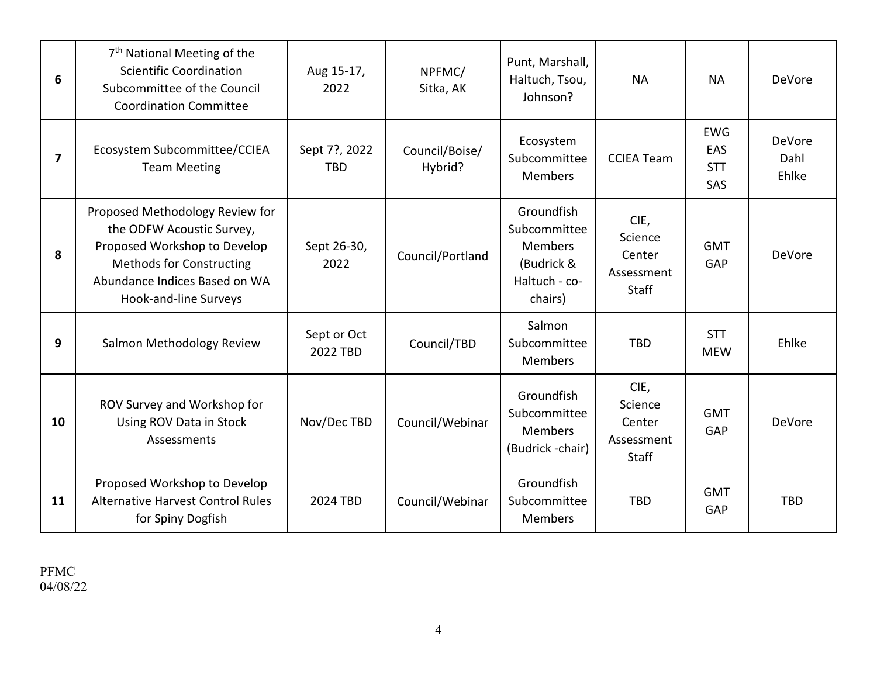| | | | | | | | |
|---|---|---|---|---|---|---|---|
| 6 | 7th National Meeting of the Scientific Coordination Subcommittee of the Council Coordination Committee | Aug 15-17, 2022 | NPFMC/ Sitka, AK | Punt, Marshall, Haltuch, Tsou, Johnson? | NA | NA | DeVore |
| 7 | Ecosystem Subcommittee/CCIEA Team Meeting | Sept 7?, 2022 TBD | Council/Boise/ Hybrid? | Ecosystem Subcommittee Members | CCIEA Team | EWG EAS STT SAS | DeVore Dahl Ehlke |
| 8 | Proposed Methodology Review for the ODFW Acoustic Survey, Proposed Workshop to Develop Methods for Constructing Abundance Indices Based on WA Hook-and-line Surveys | Sept 26-30, 2022 | Council/Portland | Groundfish Subcommittee Members (Budrick & Haltuch - co-chairs) | CIE, Science Center Assessment Staff | GMT GAP | DeVore |
| 9 | Salmon Methodology Review | Sept or Oct 2022 TBD | Council/TBD | Salmon Subcommittee Members | TBD | STT MEW | Ehlke |
| 10 | ROV Survey and Workshop for Using ROV Data in Stock Assessments | Nov/Dec TBD | Council/Webinar | Groundfish Subcommittee Members (Budrick -chair) | CIE, Science Center Assessment Staff | GMT GAP | DeVore |
| 11 | Proposed Workshop to Develop Alternative Harvest Control Rules for Spiny Dogfish | 2024 TBD | Council/Webinar | Groundfish Subcommittee Members | TBD | GMT GAP | TBD |

PFMC
04/08/22